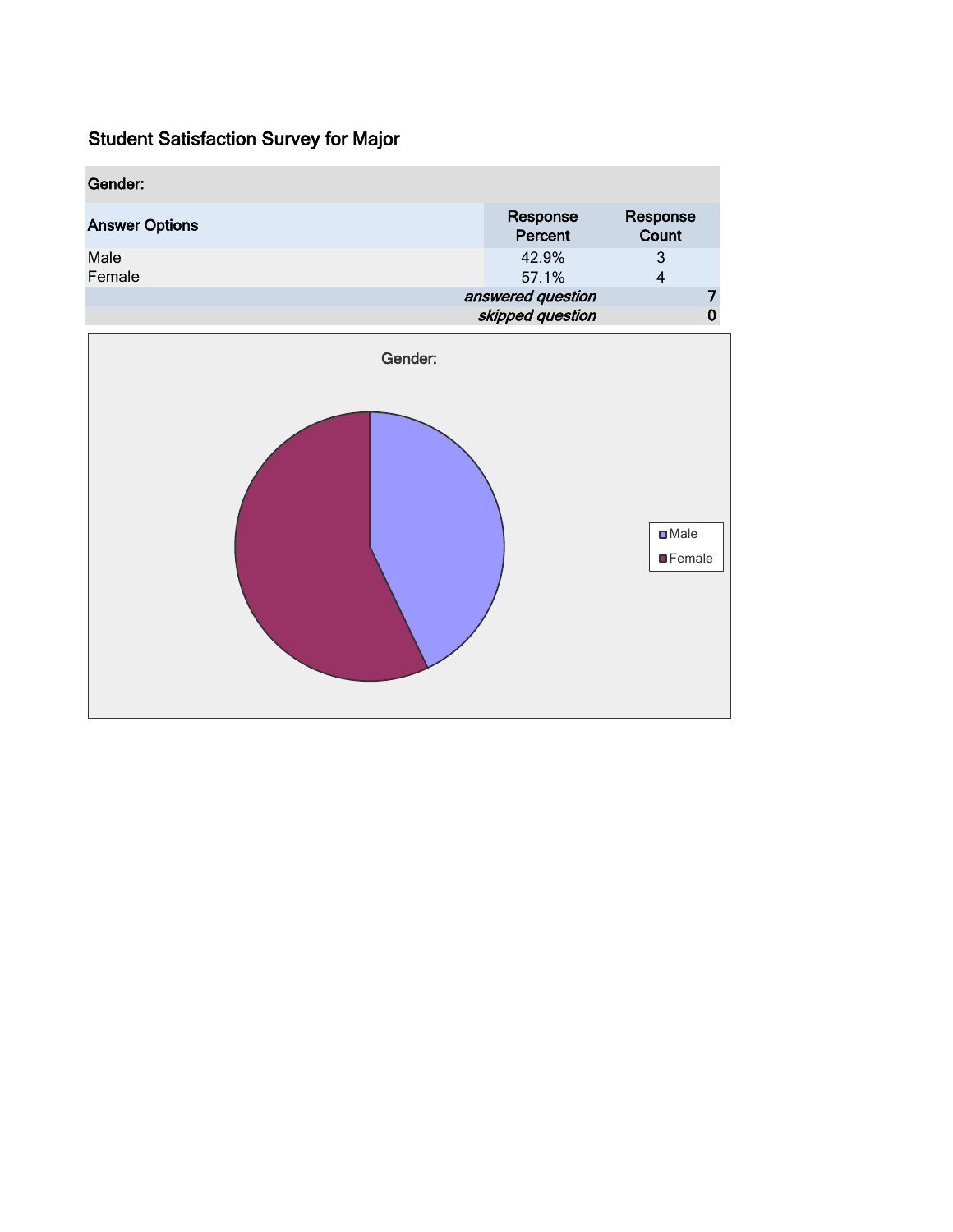# Student Satisfaction Survey for Major

| Gender: | | |
|---|---|---|
| Answer Options | Response Percent | Response Count |
| Male | 42.9% | 3 |
| Female | 57.1% | 4 |
| | *answered question* | 7 |
| | *skipped question* | 0 |

Gender:

Male

Female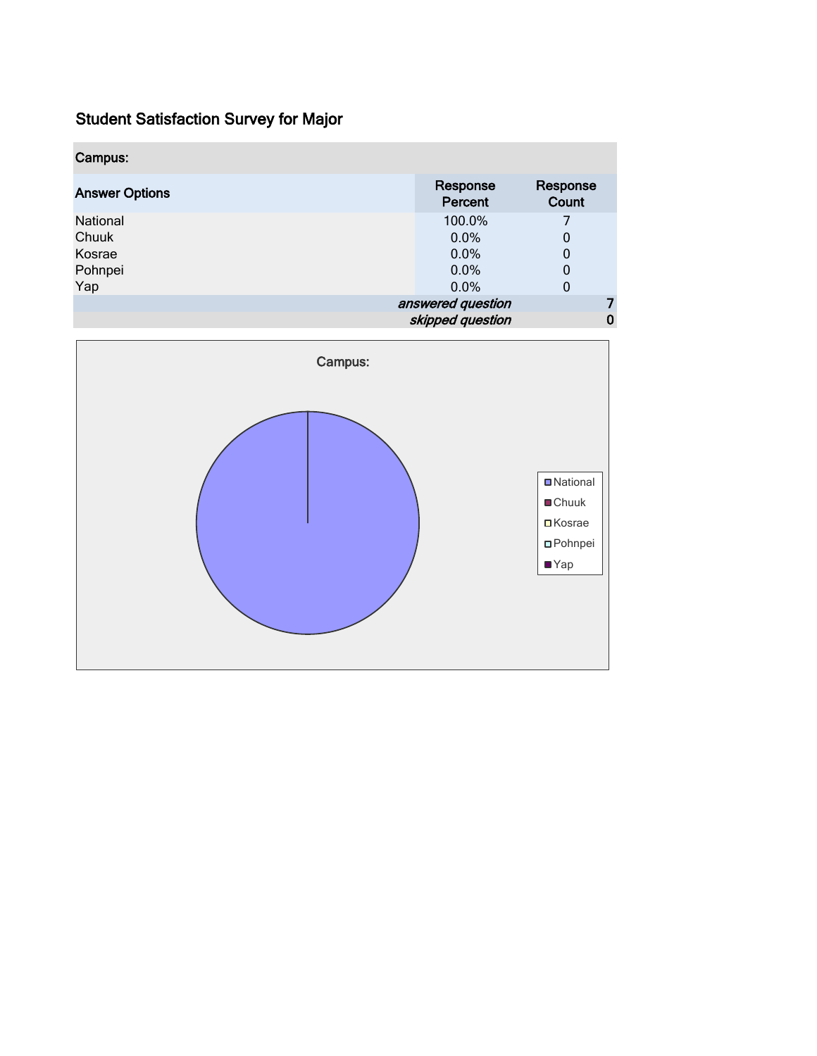## Student Satisfaction Survey for Major

| Campus: | | |
|---|---|---|
| **Answer Options** | **Response Percent** | **Response Count** |
| National | 100.0% | 7 |
| Chuuk | 0.0% | 0 |
| Kosrae | 0.0% | 0 |
| Pohnpei | 0.0% | 0 |
| Yap | 0.0% | 0 |
| | *answered question* | 7 |
| | *skipped question* | 0 |

Campus:

- National
- Chuuk
- Kosrae
- Pohnpei
- Yap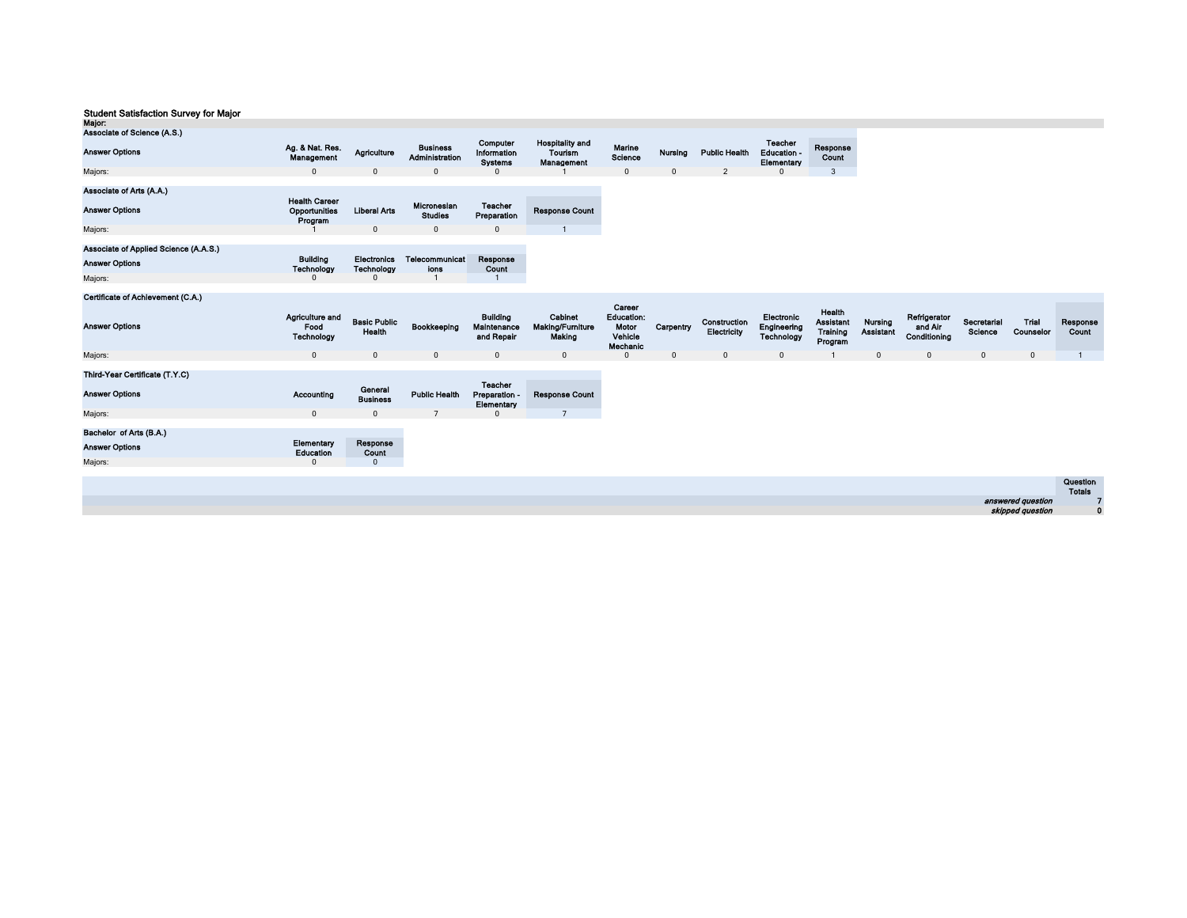## Student Satisfaction Survey for Major

**Major:**

**Associate of Science (A.S.)**

| Answer Options | Ag. & Nat. Res. Management | Agriculture | Business Administration | Computer Information Systems | Hospitality and Tourism Management | Marine Science | Nursing | Public Health | Teacher Education - Elementary | Response Count |
|---|---|---|---|---|---|---|---|---|---|---|
| Majors: | 0 | 0 | 0 | 0 | 1 | 0 | 0 | 2 | 0 | 3 |

**Associate of Arts (A.A.)**

| Answer Options | Health Career Opportunities Program | Liberal Arts | Micronesian Studies | Teacher Preparation | Response Count |
|---|---|---|---|---|---|
| Majors: | 1 | 0 | 0 | 0 | 1 |

**Associate of Applied Science (A.A.S.)**

| Answer Options | Building Technology | Electronics Technology | Telecommunications | Response Count |
|---|---|---|---|---|
| Majors: | 0 | 0 | 1 | 1 |

**Certificate of Achievement (C.A.)**

| Answer Options | Agriculture and Food Technology | Basic Public Health | Bookkeeping | Building Maintenance and Repair | Cabinet Making/Furniture Making | Career Education: Motor Vehicle Mechanic | Carpentry | Construction Electricity | Electronic Engineering Technology | Health Assistant Training Program | Nursing Assistant | Refrigerator and Air Conditioning | Secretarial Science | Trial Counselor | Response Count |
|---|---|---|---|---|---|---|---|---|---|---|---|---|---|---|---|
| Majors: | 0 | 0 | 0 | 0 | 0 | 0 | 0 | 0 | 0 | 1 | 0 | 0 | 0 | 0 | 1 |

**Third-Year Certificate (T.Y.C)**

| Answer Options | Accounting | General Business | Public Health | Teacher Preparation - Elementary | Response Count |
|---|---|---|---|---|---|
| Majors: | 0 | 0 | 7 | 0 | 7 |

**Bachelor of Arts (B.A.)**

| Answer Options | Elementary Education | Response Count |
|---|---|---|
| Majors: | 0 | 0 |

| | Question Totals |
|---|---|
| *answered question* | 7 |
| *skipped question* | 0 |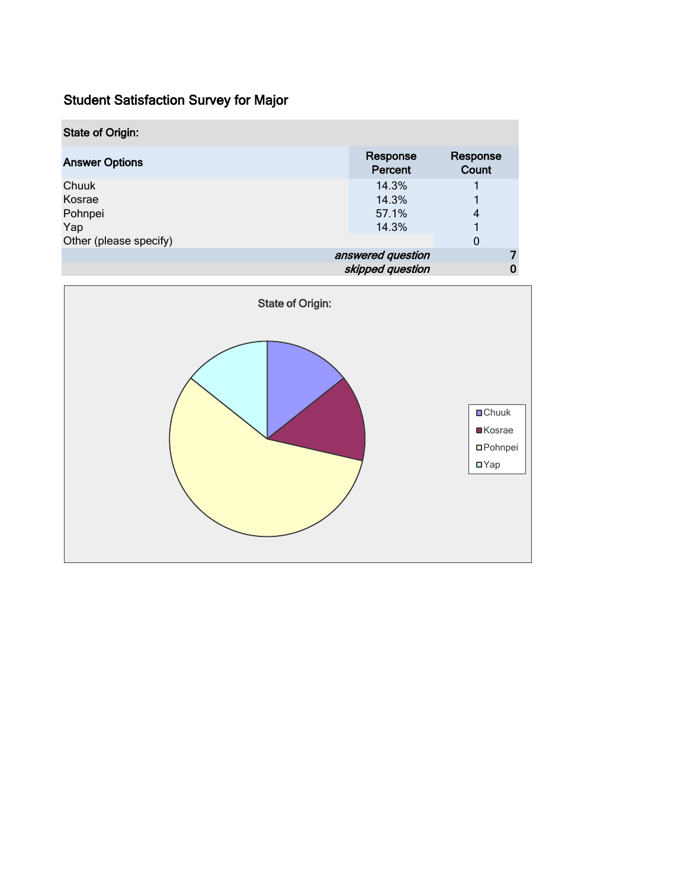## Student Satisfaction Survey for Major

| State of Origin: | | |
|---|---|---|
| **Answer Options** | **Response Percent** | **Response Count** |
| Chuuk | 14.3% | 1 |
| Kosrae | 14.3% | 1 |
| Pohnpei | 57.1% | 4 |
| Yap | 14.3% | 1 |
| Other (please specify) | | 0 |
| | *answered question* | 7 |
| | *skipped question* | 0 |

State of Origin:

- Chuuk
- Kosrae
- Pohnpei
- Yap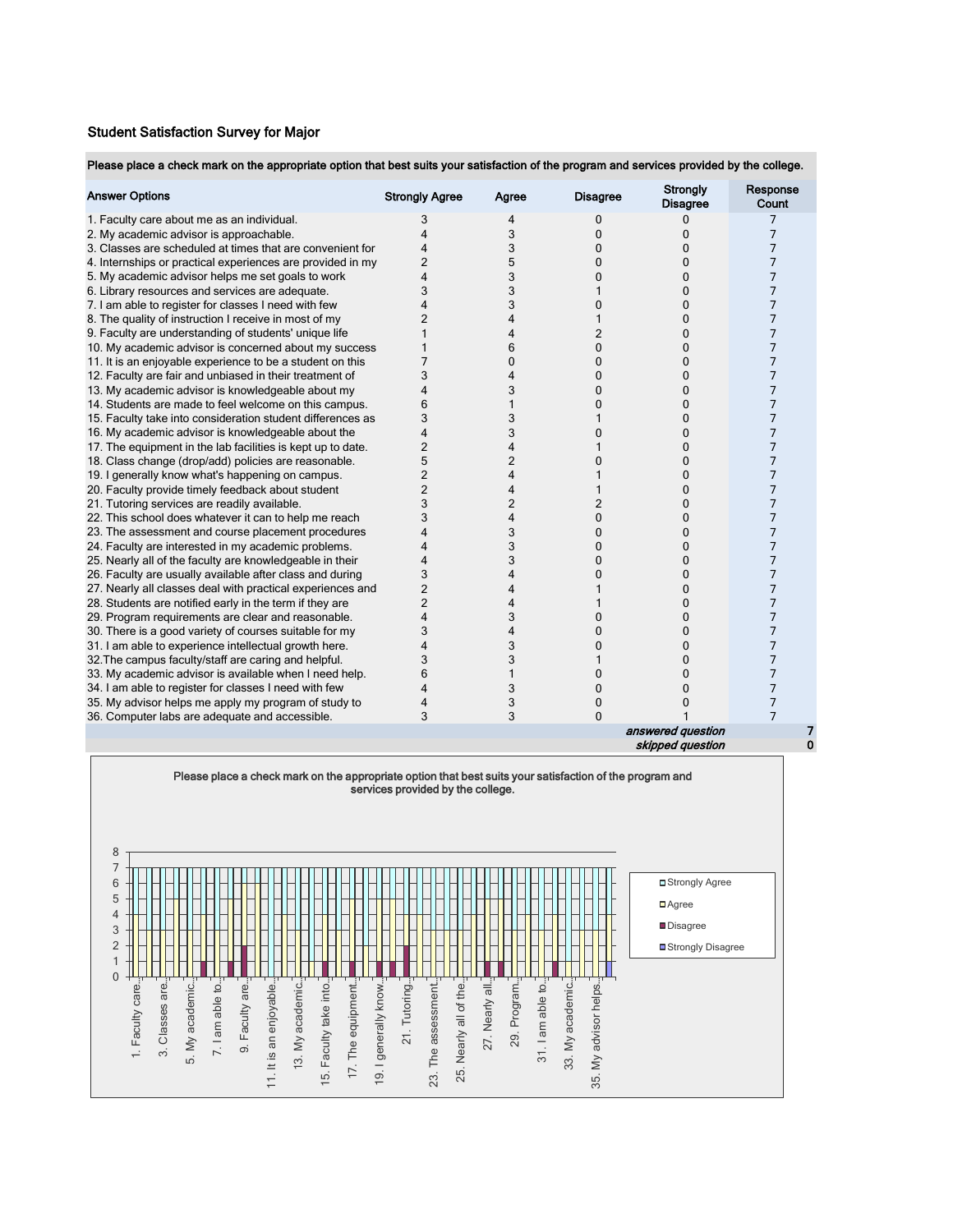## Student Satisfaction Survey for Major

| Please place a check mark on the appropriate option that best suits your satisfaction of the program and services provided by the college. | | | | | |
|---|---|---|---|---|---|
| **Answer Options** | **Strongly Agree** | **Agree** | **Disagree** | **Strongly Disagree** | **Response Count** |
| 1. Faculty care about me as an individual. | 3 | 4 | 0 | 0 | 7 |
| 2. My academic advisor is approachable. | 4 | 3 | 0 | 0 | 7 |
| 3. Classes are scheduled at times that are convenient for | 4 | 3 | 0 | 0 | 7 |
| 4. Internships or practical experiences are provided in my | 2 | 5 | 0 | 0 | 7 |
| 5. My academic advisor helps me set goals to work | 4 | 3 | 0 | 0 | 7 |
| 6. Library resources and services are adequate. | 3 | 3 | 1 | 0 | 7 |
| 7. I am able to register for classes I need with few | 4 | 3 | 0 | 0 | 7 |
| 8. The quality of instruction I receive in most of my | 2 | 4 | 1 | 0 | 7 |
| 9. Faculty are understanding of students' unique life | 1 | 4 | 2 | 0 | 7 |
| 10. My academic advisor is concerned about my success | 1 | 6 | 0 | 0 | 7 |
| 11. It is an enjoyable experience to be a student on this | 7 | 0 | 0 | 0 | 7 |
| 12. Faculty are fair and unbiased in their treatment of | 3 | 4 | 0 | 0 | 7 |
| 13. My academic advisor is knowledgeable about my | 4 | 3 | 0 | 0 | 7 |
| 14. Students are made to feel welcome on this campus. | 6 | 1 | 0 | 0 | 7 |
| 15. Faculty take into consideration student differences as | 3 | 3 | 1 | 0 | 7 |
| 16. My academic advisor is knowledgeable about the | 4 | 3 | 0 | 0 | 7 |
| 17. The equipment in the lab facilities is kept up to date. | 2 | 4 | 1 | 0 | 7 |
| 18. Class change (drop/add) policies are reasonable. | 5 | 2 | 0 | 0 | 7 |
| 19. I generally know what's happening on campus. | 2 | 4 | 1 | 0 | 7 |
| 20. Faculty provide timely feedback about student | 2 | 4 | 1 | 0 | 7 |
| 21. Tutoring services are readily available. | 3 | 2 | 2 | 0 | 7 |
| 22. This school does whatever it can to help me reach | 3 | 4 | 0 | 0 | 7 |
| 23. The assessment and course placement procedures | 4 | 3 | 0 | 0 | 7 |
| 24. Faculty are interested in my academic problems. | 4 | 3 | 0 | 0 | 7 |
| 25. Nearly all of the faculty are knowledgeable in their | 4 | 3 | 0 | 0 | 7 |
| 26. Faculty are usually available after class and during | 3 | 4 | 0 | 0 | 7 |
| 27. Nearly all classes deal with practical experiences and | 2 | 4 | 1 | 0 | 7 |
| 28. Students are notified early in the term if they are | 2 | 4 | 1 | 0 | 7 |
| 29. Program requirements are clear and reasonable. | 4 | 3 | 0 | 0 | 7 |
| 30. There is a good variety of courses suitable for my | 3 | 4 | 0 | 0 | 7 |
| 31. I am able to experience intellectual growth here. | 4 | 3 | 0 | 0 | 7 |
| 32.The campus faculty/staff are caring and helpful. | 3 | 3 | 1 | 0 | 7 |
| 33. My academic advisor is available when I need help. | 6 | 1 | 0 | 0 | 7 |
| 34. I am able to register for classes I need with few | 4 | 3 | 0 | 0 | 7 |
| 35. My advisor helps me apply my program of study to | 4 | 3 | 0 | 0 | 7 |
| 36. Computer labs are adequate and accessible. | 3 | 3 | 0 | 1 | 7 |
| | | | | *answered question* | 7 |
| | | | | *skipped question* | 0 |

Please place a check mark on the appropriate option that best suits your satisfaction of the program and services provided by the college.

8
7
6
5
4
3
2
1
0

1. Faculty care...
3. Classes are...
5. My academic...
7. I am able to...
9. Faculty are...
11. It is an enjoyable...
13. My academic...
15. Faculty take into...
17. The equipment...
19. I generally know...
21. Tutoring...
23. The assessment...
25. Nearly all of the...
27. Nearly all...
29. Program...
31. I am able to...
33. My academic...
35. My advisor helps...

Strongly Agree
Agree
Disagree
Strongly Disagree